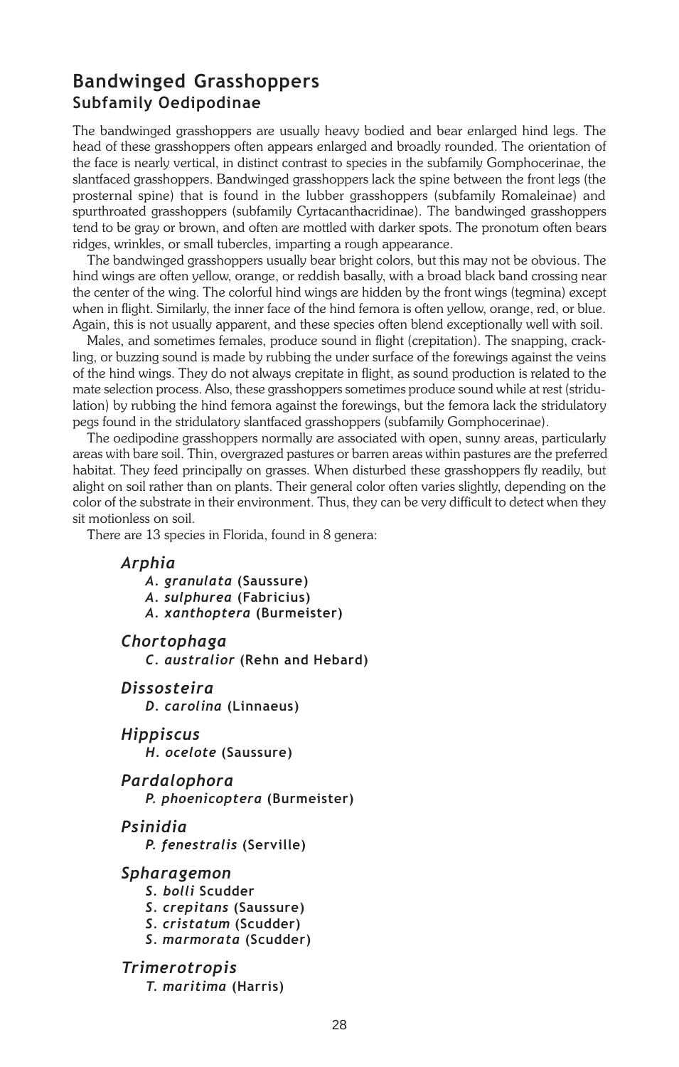## Bandwinged Grasshoppers
### Subfamily Oedipodinae

The bandwinged grasshoppers are usually heavy bodied and bear enlarged hind legs. The head of these grasshoppers often appears enlarged and broadly rounded. The orientation of the face is nearly vertical, in distinct contrast to species in the subfamily Gomphocerinae, the slantfaced grasshoppers. Bandwinged grasshoppers lack the spine between the front legs (the prosternal spine) that is found in the lubber grasshoppers (subfamily Romaleinae) and spurthroated grasshoppers (subfamily Cyrtacanthacridinae). The bandwinged grasshoppers tend to be gray or brown, and often are mottled with darker spots. The pronotum often bears ridges, wrinkles, or small tubercles, imparting a rough appearance.

The bandwinged grasshoppers usually bear bright colors, but this may not be obvious. The hind wings are often yellow, orange, or reddish basally, with a broad black band crossing near the center of the wing. The colorful hind wings are hidden by the front wings (tegmina) except when in flight. Similarly, the inner face of the hind femora is often yellow, orange, red, or blue. Again, this is not usually apparent, and these species often blend exceptionally well with soil.

Males, and sometimes females, produce sound in flight (crepitation). The snapping, crackling, or buzzing sound is made by rubbing the under surface of the forewings against the veins of the hind wings. They do not always crepitate in flight, as sound production is related to the mate selection process. Also, these grasshoppers sometimes produce sound while at rest (stridulation) by rubbing the hind femora against the forewings, but the femora lack the stridulatory pegs found in the stridulatory slantfaced grasshoppers (subfamily Gomphocerinae).

The oedipodine grasshoppers normally are associated with open, sunny areas, particularly areas with bare soil. Thin, overgrazed pastures or barren areas within pastures are the preferred habitat. They feed principally on grasses. When disturbed these grasshoppers fly readily, but alight on soil rather than on plants. Their general color often varies slightly, depending on the color of the substrate in their environment. Thus, they can be very difficult to detect when they sit motionless on soil.

There are 13 species in Florida, found in 8 genera:

***Arphia***
- ***A. granulata*** **(Saussure)**
- ***A. sulphurea*** **(Fabricius)**
- ***A. xanthoptera*** **(Burmeister)**

***Chortophaga***
- ***C. australior*** **(Rehn and Hebard)**

***Dissosteira***
- ***D. carolina*** **(Linnaeus)**

***Hippiscus***
- ***H. ocelote*** **(Saussure)**

***Pardalophora***
- ***P. phoenicoptera*** **(Burmeister)**

***Psinidia***
- ***P. fenestralis*** **(Serville)**

***Spharagemon***
- ***S. bolli*** **Scudder**
- ***S. crepitans*** **(Saussure)**
- ***S. cristatum*** **(Scudder)**
- ***S. marmorata*** **(Scudder)**

***Trimerotropis***
- ***T. maritima*** **(Harris)**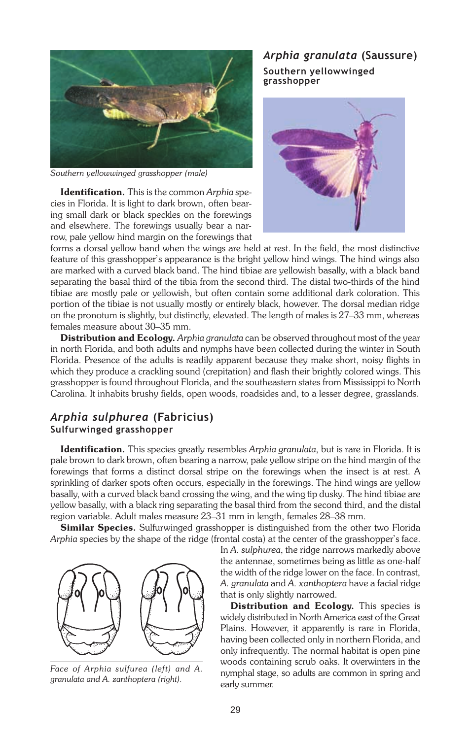## *Arphia granulata* (Saussure)

### Southern yellowwinged grasshopper

Southern yellowwinged grasshopper (male)

**Identification.** This is the common *Arphia* species in Florida. It is light to dark brown, often bearing small dark or black speckles on the forewings and elsewhere. The forewings usually bear a narrow, pale yellow hind margin on the forewings that forms a dorsal yellow band when the wings are held at rest. In the field, the most distinctive feature of this grasshopper's appearance is the bright yellow hind wings. The hind wings also are marked with a curved black band. The hind tibiae are yellowish basally, with a black band separating the basal third of the tibia from the second third. The distal two-thirds of the hind tibiae are mostly pale or yellowish, but often contain some additional dark coloration. This portion of the tibiae is not usually mostly or entirely black, however. The dorsal median ridge on the pronotum is slightly, but distinctly, elevated. The length of males is 27–33 mm, whereas females measure about 30–35 mm.

**Distribution and Ecology.** *Arphia granulata* can be observed throughout most of the year in north Florida, and both adults and nymphs have been collected during the winter in South Florida. Presence of the adults is readily apparent because they make short, noisy flights in which they produce a crackling sound (crepitation) and flash their brightly colored wings. This grasshopper is found throughout Florida, and the southeastern states from Mississippi to North Carolina. It inhabits brushy fields, open woods, roadsides and, to a lesser degree, grasslands.

## *Arphia sulphurea* (Fabricius)

### Sulfurwinged grasshopper

**Identification.** This species greatly resembles *Arphia granulata*, but is rare in Florida. It is pale brown to dark brown, often bearing a narrow, pale yellow stripe on the hind margin of the forewings that forms a distinct dorsal stripe on the forewings when the insect is at rest. A sprinkling of darker spots often occurs, especially in the forewings. The hind wings are yellow basally, with a curved black band crossing the wing, and the wing tip dusky. The hind tibiae are yellow basally, with a black ring separating the basal third from the second third, and the distal region variable. Adult males measure 23–31 mm in length, females 28–38 mm.

**Similar Species.** Sulfurwinged grasshopper is distinguished from the other two Florida *Arphia* species by the shape of the ridge (frontal costa) at the center of the grasshopper's face. In *A. sulphurea*, the ridge narrows markedly above the antennae, sometimes being as little as one-half the width of the ridge lower on the face. In contrast, *A. granulata* and *A. xanthoptera* have a facial ridge that is only slightly narrowed.

Face of *Arphia sulfurea* (left) and *A. granulata* and *A. zanthoptera* (right).

**Distribution and Ecology.** This species is widely distributed in North America east of the Great Plains. However, it apparently is rare in Florida, having been collected only in northern Florida, and only infrequently. The normal habitat is open pine woods containing scrub oaks. It overwinters in the nymphal stage, so adults are common in spring and early summer.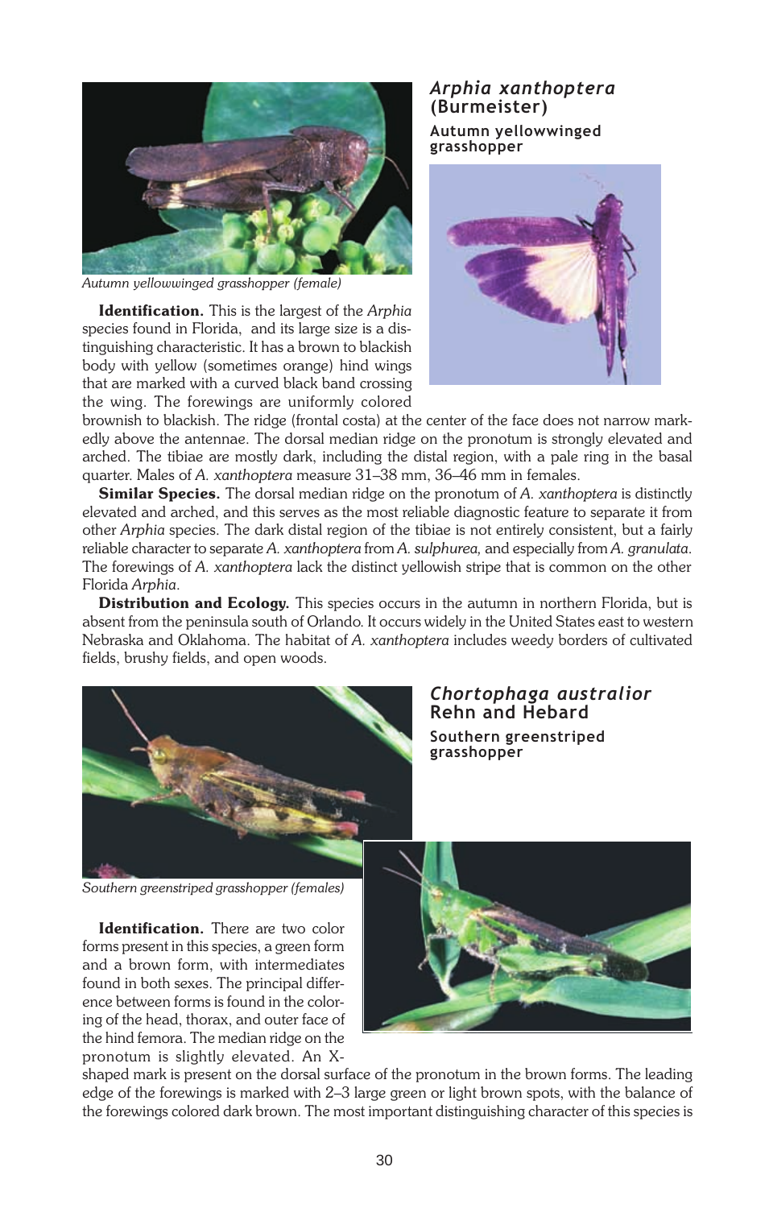## *Arphia xanthoptera* (Burmeister)

### Autumn yellowwinged grasshopper

Autumn yellowwinged grasshopper (female)

**Identification.** This is the largest of the *Arphia* species found in Florida, and its large size is a distinguishing characteristic. It has a brown to blackish body with yellow (sometimes orange) hind wings that are marked with a curved black band crossing the wing. The forewings are uniformly colored brownish to blackish. The ridge (frontal costa) at the center of the face does not narrow markedly above the antennae. The dorsal median ridge on the pronotum is strongly elevated and arched. The tibiae are mostly dark, including the distal region, with a pale ring in the basal quarter. Males of *A. xanthoptera* measure 31–38 mm, 36–46 mm in females.

**Similar Species.** The dorsal median ridge on the pronotum of *A. xanthoptera* is distinctly elevated and arched, and this serves as the most reliable diagnostic feature to separate it from other *Arphia* species. The dark distal region of the tibiae is not entirely consistent, but a fairly reliable character to separate *A. xanthoptera* from *A. sulphurea,* and especially from *A. granulata*. The forewings of *A. xanthoptera* lack the distinct yellowish stripe that is common on the other Florida *Arphia*.

**Distribution and Ecology.** This species occurs in the autumn in northern Florida, but is absent from the peninsula south of Orlando. It occurs widely in the United States east to western Nebraska and Oklahoma. The habitat of *A. xanthoptera* includes weedy borders of cultivated fields, brushy fields, and open woods.

## *Chortophaga australior* Rehn and Hebard

### Southern greenstriped grasshopper

Southern greenstriped grasshopper (females)

**Identification.** There are two color forms present in this species, a green form and a brown form, with intermediates found in both sexes. The principal difference between forms is found in the coloring of the head, thorax, and outer face of the hind femora. The median ridge on the pronotum is slightly elevated. An X-shaped mark is present on the dorsal surface of the pronotum in the brown forms. The leading edge of the forewings is marked with 2–3 large green or light brown spots, with the balance of the forewings colored dark brown. The most important distinguishing character of this species is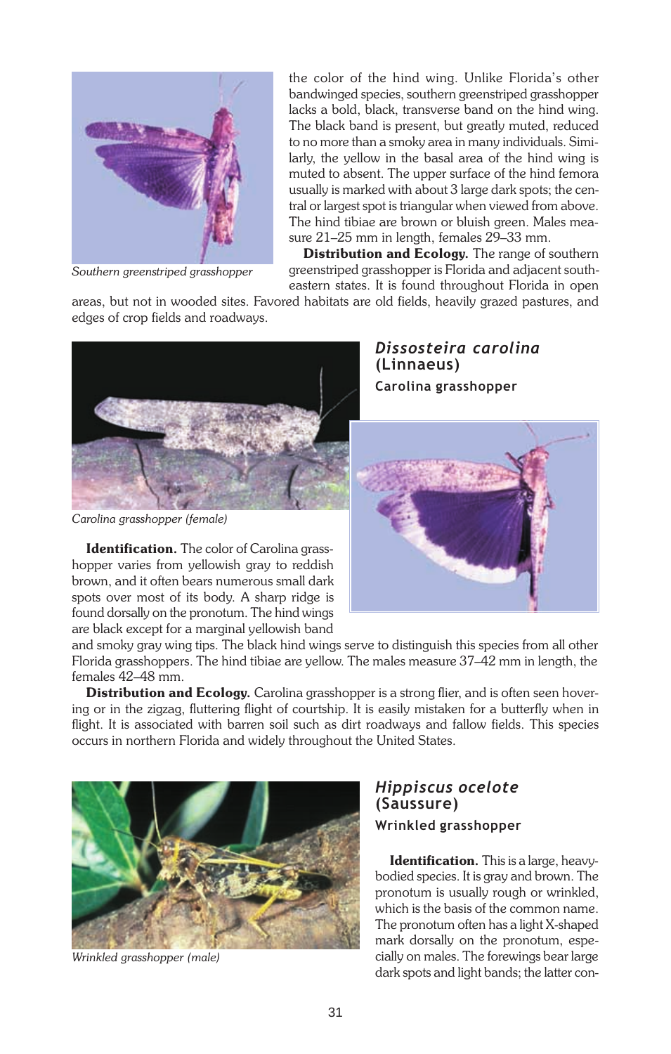the color of the hind wing. Unlike Florida's other bandwinged species, southern greenstriped grasshopper lacks a bold, black, transverse band on the hind wing. The black band is present, but greatly muted, reduced to no more than a smoky area in many individuals. Similarly, the yellow in the basal area of the hind wing is muted to absent. The upper surface of the hind femora usually is marked with about 3 large dark spots; the central or largest spot is triangular when viewed from above. The hind tibiae are brown or bluish green. Males measure 21–25 mm in length, females 29–33 mm.

Southern greenstriped grasshopper

**Distribution and Ecology.** The range of southern greenstriped grasshopper is Florida and adjacent southeastern states. It is found throughout Florida in open areas, but not in wooded sites. Favored habitats are old fields, heavily grazed pastures, and edges of crop fields and roadways.

## *Dissosteira carolina* (Linnaeus)

### Carolina grasshopper

Carolina grasshopper (female)

**Identification.** The color of Carolina grasshopper varies from yellowish gray to reddish brown, and it often bears numerous small dark spots over most of its body. A sharp ridge is found dorsally on the pronotum. The hind wings are black except for a marginal yellowish band and smoky gray wing tips. The black hind wings serve to distinguish this species from all other Florida grasshoppers. The hind tibiae are yellow. The males measure 37–42 mm in length, the females 42–48 mm.

**Distribution and Ecology.** Carolina grasshopper is a strong flier, and is often seen hovering or in the zigzag, fluttering flight of courtship. It is easily mistaken for a butterfly when in flight. It is associated with barren soil such as dirt roadways and fallow fields. This species occurs in northern Florida and widely throughout the United States.

## *Hippiscus ocelote* (Saussure)

### Wrinkled grasshopper

Wrinkled grasshopper (male)

**Identification.** This is a large, heavy-bodied species. It is gray and brown. The pronotum is usually rough or wrinkled, which is the basis of the common name. The pronotum often has a light X-shaped mark dorsally on the pronotum, especially on males. The forewings bear large dark spots and light bands; the latter con-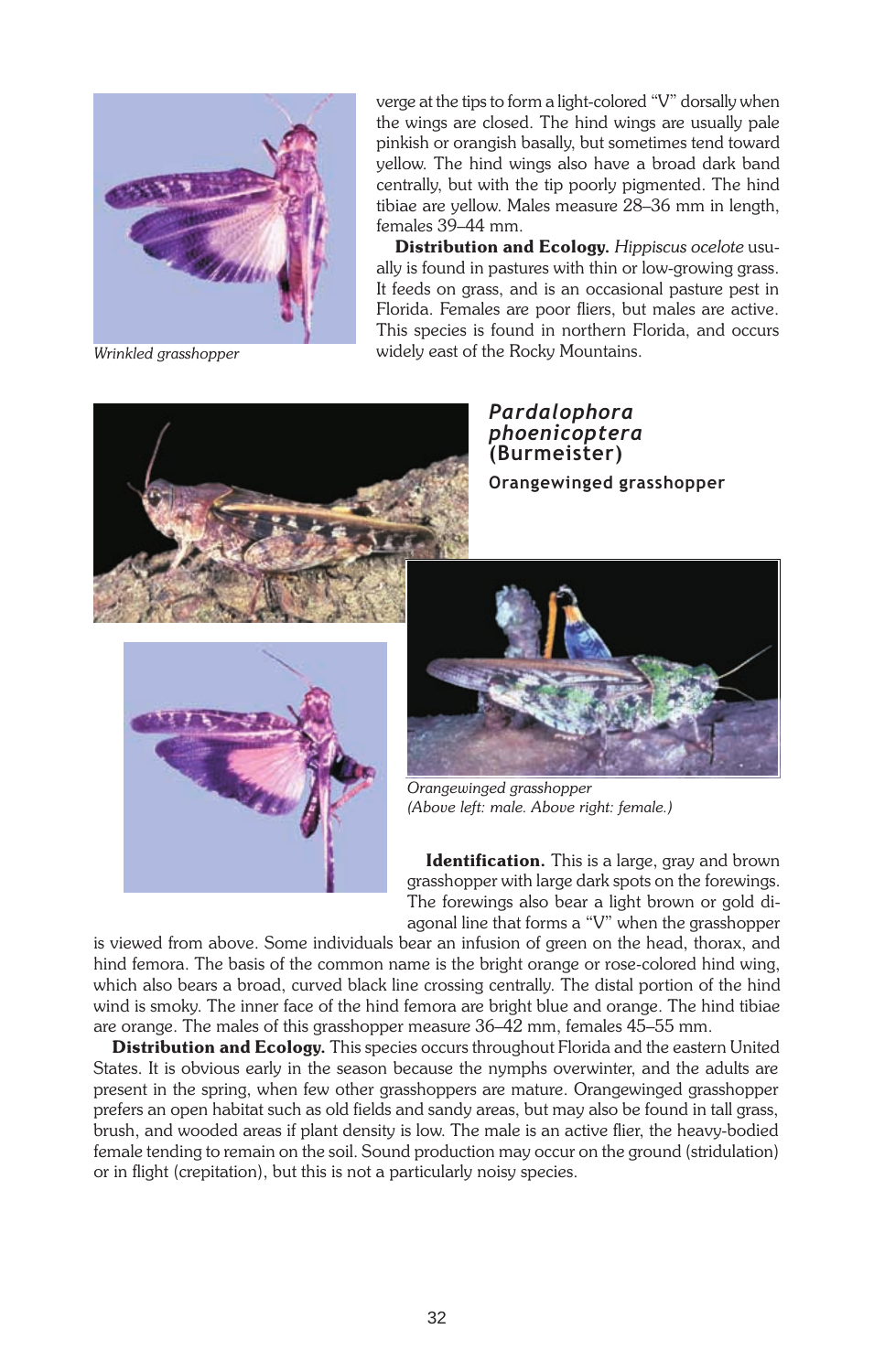Wrinkled grasshopper

verge at the tips to form a light-colored "V" dorsally when the wings are closed. The hind wings are usually pale pinkish or orangish basally, but sometimes tend toward yellow. The hind wings also have a broad dark band centrally, but with the tip poorly pigmented. The hind tibiae are yellow. Males measure 28–36 mm in length, females 39–44 mm.

**Distribution and Ecology.** *Hippiscus ocelote* usually is found in pastures with thin or low-growing grass. It feeds on grass, and is an occasional pasture pest in Florida. Females are poor fliers, but males are active. This species is found in northern Florida, and occurs widely east of the Rocky Mountains.

## *Pardalophora phoenicoptera* (Burmeister)

### Orangewinged grasshopper

Orangewinged grasshopper
(Above left: male. Above right: female.)

**Identification.** This is a large, gray and brown grasshopper with large dark spots on the forewings. The forewings also bear a light brown or gold diagonal line that forms a "V" when the grasshopper is viewed from above. Some individuals bear an infusion of green on the head, thorax, and hind femora. The basis of the common name is the bright orange or rose-colored hind wing, which also bears a broad, curved black line crossing centrally. The distal portion of the hind wind is smoky. The inner face of the hind femora are bright blue and orange. The hind tibiae are orange. The males of this grasshopper measure 36–42 mm, females 45–55 mm.

**Distribution and Ecology.** This species occurs throughout Florida and the eastern United States. It is obvious early in the season because the nymphs overwinter, and the adults are present in the spring, when few other grasshoppers are mature. Orangewinged grasshopper prefers an open habitat such as old fields and sandy areas, but may also be found in tall grass, brush, and wooded areas if plant density is low. The male is an active flier, the heavy-bodied female tending to remain on the soil. Sound production may occur on the ground (stridulation) or in flight (crepitation), but this is not a particularly noisy species.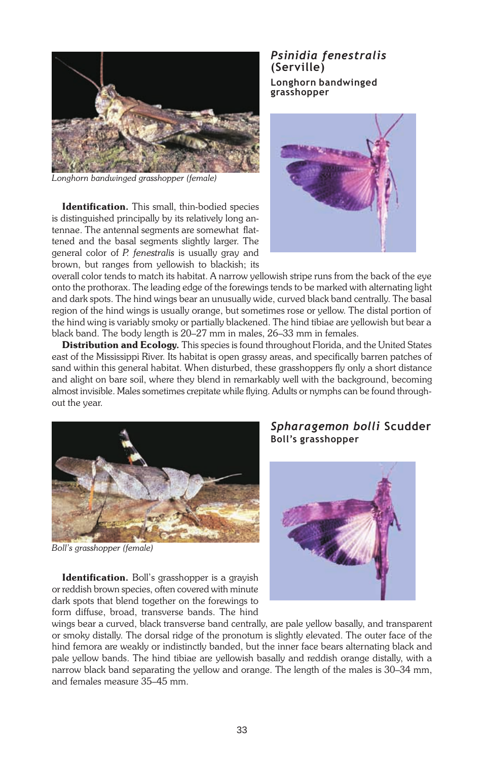## *Psinidia fenestralis* (Serville)

### Longhorn bandwinged grasshopper

*Longhorn bandwinged grasshopper (female)*

**Identification.** This small, thin-bodied species is distinguished principally by its relatively long antennae. The antennal segments are somewhat flattened and the basal segments slightly larger. The general color of *P. fenestralis* is usually gray and brown, but ranges from yellowish to blackish; its overall color tends to match its habitat. A narrow yellowish stripe runs from the back of the eye onto the prothorax. The leading edge of the forewings tends to be marked with alternating light and dark spots. The hind wings bear an unusually wide, curved black band centrally. The basal region of the hind wings is usually orange, but sometimes rose or yellow. The distal portion of the hind wing is variably smoky or partially blackened. The hind tibiae are yellowish but bear a black band. The body length is 20–27 mm in males, 26–33 mm in females.

**Distribution and Ecology.** This species is found throughout Florida, and the United States east of the Mississippi River. Its habitat is open grassy areas, and specifically barren patches of sand within this general habitat. When disturbed, these grasshoppers fly only a short distance and alight on bare soil, where they blend in remarkably well with the background, becoming almost invisible. Males sometimes crepitate while flying. Adults or nymphs can be found throughout the year.

## *Spharagemon bolli* Scudder

### Boll's grasshopper

*Boll's grasshopper (female)*

**Identification.** Boll's grasshopper is a grayish or reddish brown species, often covered with minute dark spots that blend together on the forewings to form diffuse, broad, transverse bands. The hind wings bear a curved, black transverse band centrally, are pale yellow basally, and transparent or smoky distally. The dorsal ridge of the pronotum is slightly elevated. The outer face of the hind femora are weakly or indistinctly banded, but the inner face bears alternating black and pale yellow bands. The hind tibiae are yellowish basally and reddish orange distally, with a narrow black band separating the yellow and orange. The length of the males is 30–34 mm, and females measure 35–45 mm.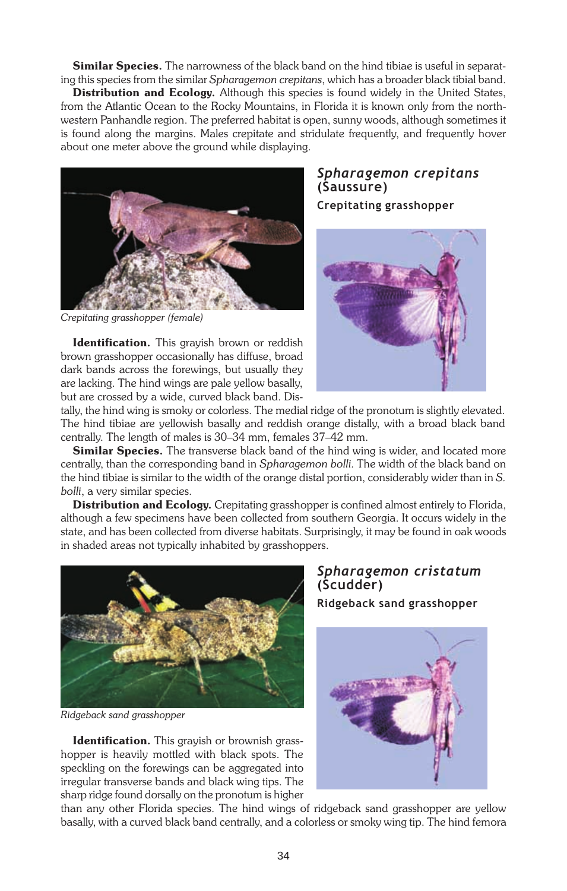**Similar Species.** The narrowness of the black band on the hind tibiae is useful in separating this species from the similar *Spharagemon crepitans*, which has a broader black tibial band.

**Distribution and Ecology.** Although this species is found widely in the United States, from the Atlantic Ocean to the Rocky Mountains, in Florida it is known only from the northwestern Panhandle region. The preferred habitat is open, sunny woods, although sometimes it is found along the margins. Males crepitate and stridulate frequently, and frequently hover about one meter above the ground while displaying.

## *Spharagemon crepitans* (Saussure)

### Crepitating grasshopper

*Crepitating grasshopper (female)*

**Identification.** This grayish brown or reddish brown grasshopper occasionally has diffuse, broad dark bands across the forewings, but usually they are lacking. The hind wings are pale yellow basally, but are crossed by a wide, curved black band. Distally, the hind wing is smoky or colorless. The medial ridge of the pronotum is slightly elevated. The hind tibiae are yellowish basally and reddish orange distally, with a broad black band centrally. The length of males is 30–34 mm, females 37–42 mm.

**Similar Species.** The transverse black band of the hind wing is wider, and located more centrally, than the corresponding band in *Spharagemon bolli*. The width of the black band on the hind tibiae is similar to the width of the orange distal portion, considerably wider than in *S. bolli*, a very similar species.

**Distribution and Ecology.** Crepitating grasshopper is confined almost entirely to Florida, although a few specimens have been collected from southern Georgia. It occurs widely in the state, and has been collected from diverse habitats. Surprisingly, it may be found in oak woods in shaded areas not typically inhabited by grasshoppers.

## *Spharagemon cristatum* (Scudder)

### Ridgeback sand grasshopper

*Ridgeback sand grasshopper*

**Identification.** This grayish or brownish grasshopper is heavily mottled with black spots. The speckling on the forewings can be aggregated into irregular transverse bands and black wing tips. The sharp ridge found dorsally on the pronotum is higher than any other Florida species. The hind wings of ridgeback sand grasshopper are yellow basally, with a curved black band centrally, and a colorless or smoky wing tip. The hind femora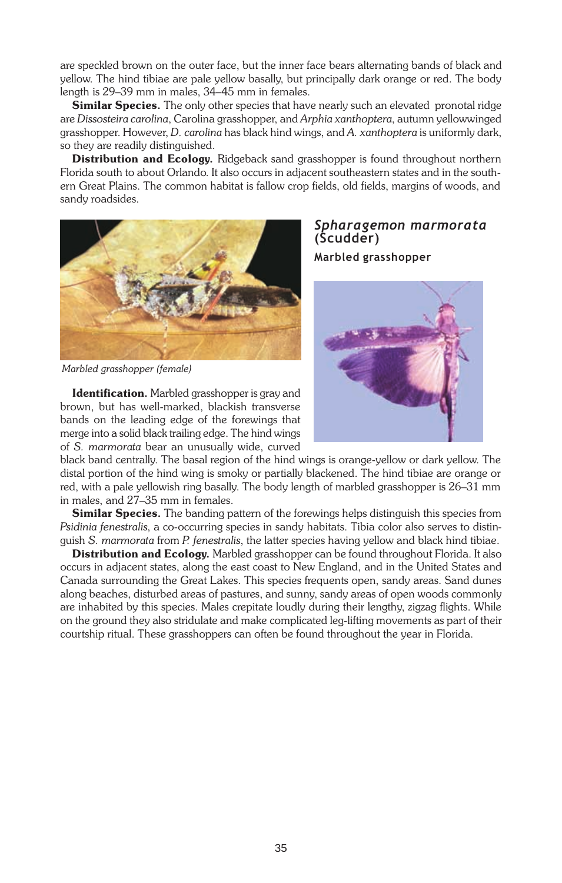are speckled brown on the outer face, but the inner face bears alternating bands of black and yellow. The hind tibiae are pale yellow basally, but principally dark orange or red. The body length is 29–39 mm in males, 34–45 mm in females.

**Similar Species.** The only other species that have nearly such an elevated pronotal ridge are *Dissosteira carolina*, Carolina grasshopper, and *Arphia xanthoptera*, autumn yellowwinged grasshopper. However, *D. carolina* has black hind wings, and *A. xanthoptera* is uniformly dark, so they are readily distinguished.

**Distribution and Ecology.** Ridgeback sand grasshopper is found throughout northern Florida south to about Orlando. It also occurs in adjacent southeastern states and in the southern Great Plains. The common habitat is fallow crop fields, old fields, margins of woods, and sandy roadsides.

## *Spharagemon marmorata* (Scudder)

### Marbled grasshopper

Marbled grasshopper (female)

**Identification.** Marbled grasshopper is gray and brown, but has well-marked, blackish transverse bands on the leading edge of the forewings that merge into a solid black trailing edge. The hind wings of *S. marmorata* bear an unusually wide, curved black band centrally. The basal region of the hind wings is orange-yellow or dark yellow. The distal portion of the hind wing is smoky or partially blackened. The hind tibiae are orange or red, with a pale yellowish ring basally. The body length of marbled grasshopper is 26–31 mm in males, and 27–35 mm in females.

**Similar Species.** The banding pattern of the forewings helps distinguish this species from *Psidinia fenestralis*, a co-occurring species in sandy habitats. Tibia color also serves to distinguish *S. marmorata* from *P. fenestralis*, the latter species having yellow and black hind tibiae.

**Distribution and Ecology.** Marbled grasshopper can be found throughout Florida. It also occurs in adjacent states, along the east coast to New England, and in the United States and Canada surrounding the Great Lakes. This species frequents open, sandy areas. Sand dunes along beaches, disturbed areas of pastures, and sunny, sandy areas of open woods commonly are inhabited by this species. Males crepitate loudly during their lengthy, zigzag flights. While on the ground they also stridulate and make complicated leg-lifting movements as part of their courtship ritual. These grasshoppers can often be found throughout the year in Florida.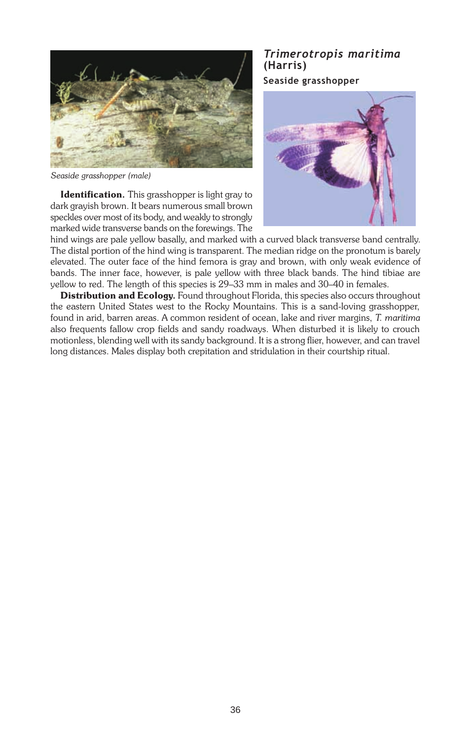Seaside grasshopper (male)

## *Trimerotropis maritima* (Harris)

### Seaside grasshopper

**Identification.** This grasshopper is light gray to dark grayish brown. It bears numerous small brown speckles over most of its body, and weakly to strongly marked wide transverse bands on the forewings. The hind wings are pale yellow basally, and marked with a curved black transverse band centrally. The distal portion of the hind wing is transparent. The median ridge on the pronotum is barely elevated. The outer face of the hind femora is gray and brown, with only weak evidence of bands. The inner face, however, is pale yellow with three black bands. The hind tibiae are yellow to red. The length of this species is 29–33 mm in males and 30–40 in females.

**Distribution and Ecology.** Found throughout Florida, this species also occurs throughout the eastern United States west to the Rocky Mountains. This is a sand-loving grasshopper, found in arid, barren areas. A common resident of ocean, lake and river margins, *T. maritima* also frequents fallow crop fields and sandy roadways. When disturbed it is likely to crouch motionless, blending well with its sandy background. It is a strong flier, however, and can travel long distances. Males display both crepitation and stridulation in their courtship ritual.